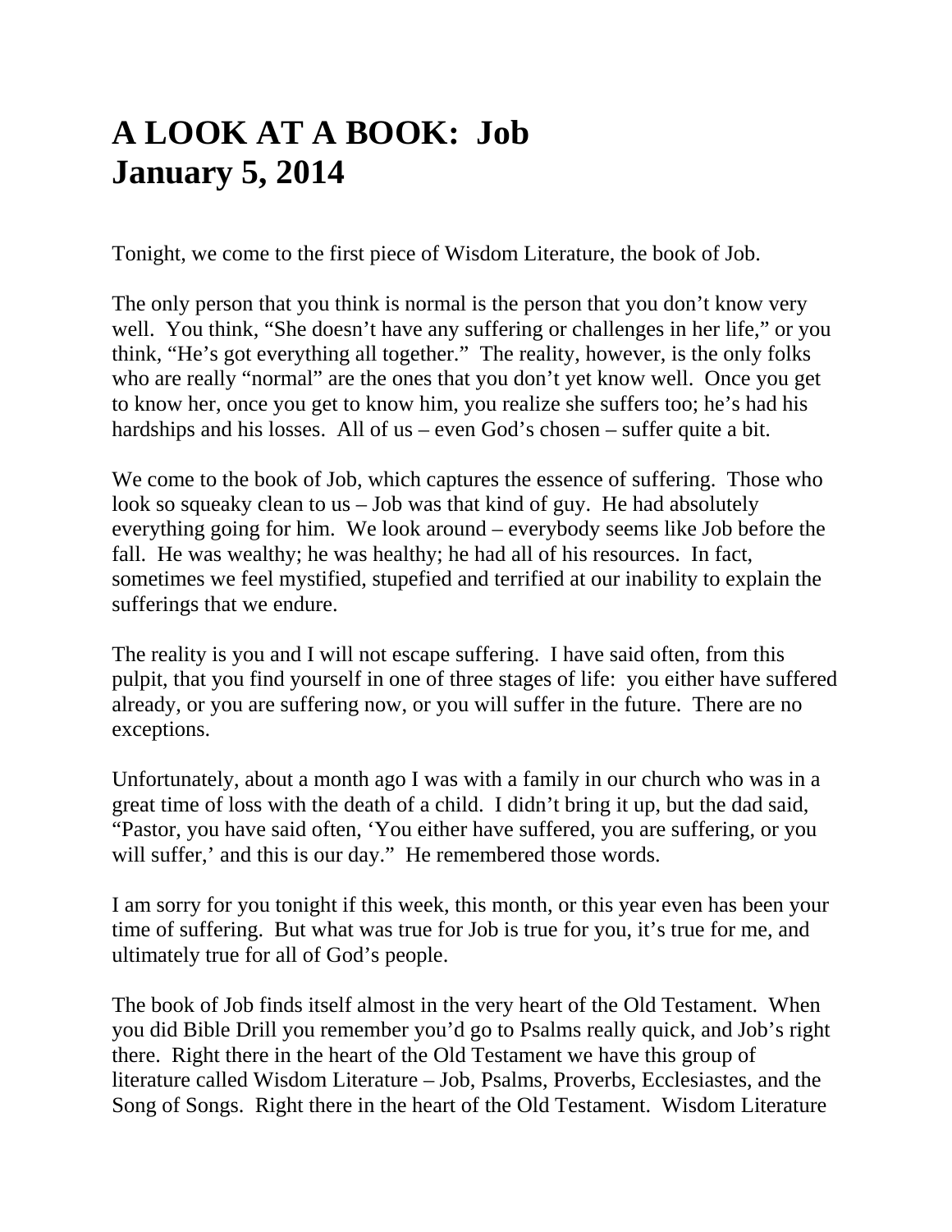# A LOOK AT A BOOK: Job
# January 5, 2014

Tonight, we come to the first piece of Wisdom Literature, the book of Job.

The only person that you think is normal is the person that you don't know very well. You think, "She doesn't have any suffering or challenges in her life," or you think, "He's got everything all together." The reality, however, is the only folks who are really "normal" are the ones that you don't yet know well. Once you get to know her, once you get to know him, you realize she suffers too; he's had his hardships and his losses. All of us – even God's chosen – suffer quite a bit.

We come to the book of Job, which captures the essence of suffering. Those who look so squeaky clean to us – Job was that kind of guy. He had absolutely everything going for him. We look around – everybody seems like Job before the fall. He was wealthy; he was healthy; he had all of his resources. In fact, sometimes we feel mystified, stupefied and terrified at our inability to explain the sufferings that we endure.

The reality is you and I will not escape suffering. I have said often, from this pulpit, that you find yourself in one of three stages of life: you either have suffered already, or you are suffering now, or you will suffer in the future. There are no exceptions.

Unfortunately, about a month ago I was with a family in our church who was in a great time of loss with the death of a child. I didn't bring it up, but the dad said, "Pastor, you have said often, 'You either have suffered, you are suffering, or you will suffer,' and this is our day." He remembered those words.

I am sorry for you tonight if this week, this month, or this year even has been your time of suffering. But what was true for Job is true for you, it's true for me, and ultimately true for all of God's people.

The book of Job finds itself almost in the very heart of the Old Testament. When you did Bible Drill you remember you'd go to Psalms really quick, and Job's right there. Right there in the heart of the Old Testament we have this group of literature called Wisdom Literature – Job, Psalms, Proverbs, Ecclesiastes, and the Song of Songs. Right there in the heart of the Old Testament. Wisdom Literature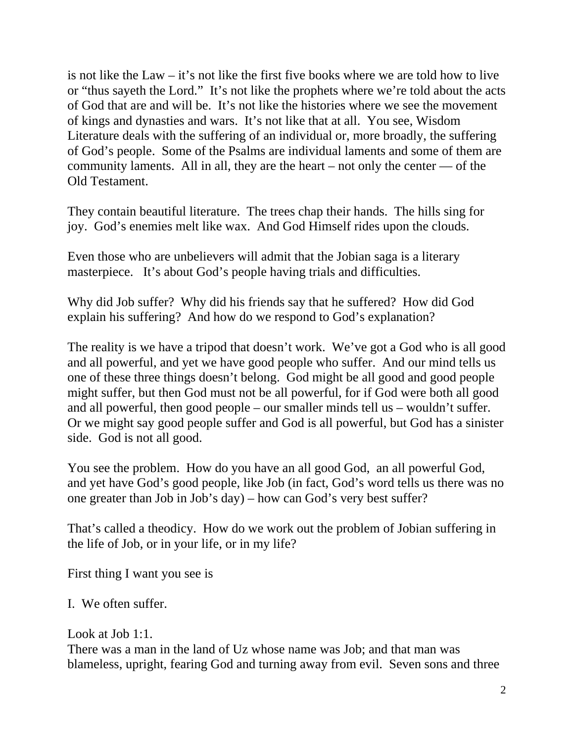is not like the Law – it's not like the first five books where we are told how to live or "thus sayeth the Lord." It's not like the prophets where we're told about the acts of God that are and will be. It's not like the histories where we see the movement of kings and dynasties and wars. It's not like that at all. You see, Wisdom Literature deals with the suffering of an individual or, more broadly, the suffering of God's people. Some of the Psalms are individual laments and some of them are community laments. All in all, they are the heart – not only the center — of the Old Testament.

They contain beautiful literature. The trees chap their hands. The hills sing for joy. God's enemies melt like wax. And God Himself rides upon the clouds.

Even those who are unbelievers will admit that the Jobian saga is a literary masterpiece. It's about God's people having trials and difficulties.

Why did Job suffer? Why did his friends say that he suffered? How did God explain his suffering? And how do we respond to God's explanation?

The reality is we have a tripod that doesn't work. We've got a God who is all good and all powerful, and yet we have good people who suffer. And our mind tells us one of these three things doesn't belong. God might be all good and good people might suffer, but then God must not be all powerful, for if God were both all good and all powerful, then good people – our smaller minds tell us – wouldn't suffer. Or we might say good people suffer and God is all powerful, but God has a sinister side. God is not all good.

You see the problem. How do you have an all good God, an all powerful God, and yet have God's good people, like Job (in fact, God's word tells us there was no one greater than Job in Job's day) – how can God's very best suffer?

That's called a theodicy. How do we work out the problem of Jobian suffering in the life of Job, or in your life, or in my life?

First thing I want you see is

I. We often suffer.

Look at Job 1:1.
There was a man in the land of Uz whose name was Job; and that man was blameless, upright, fearing God and turning away from evil. Seven sons and three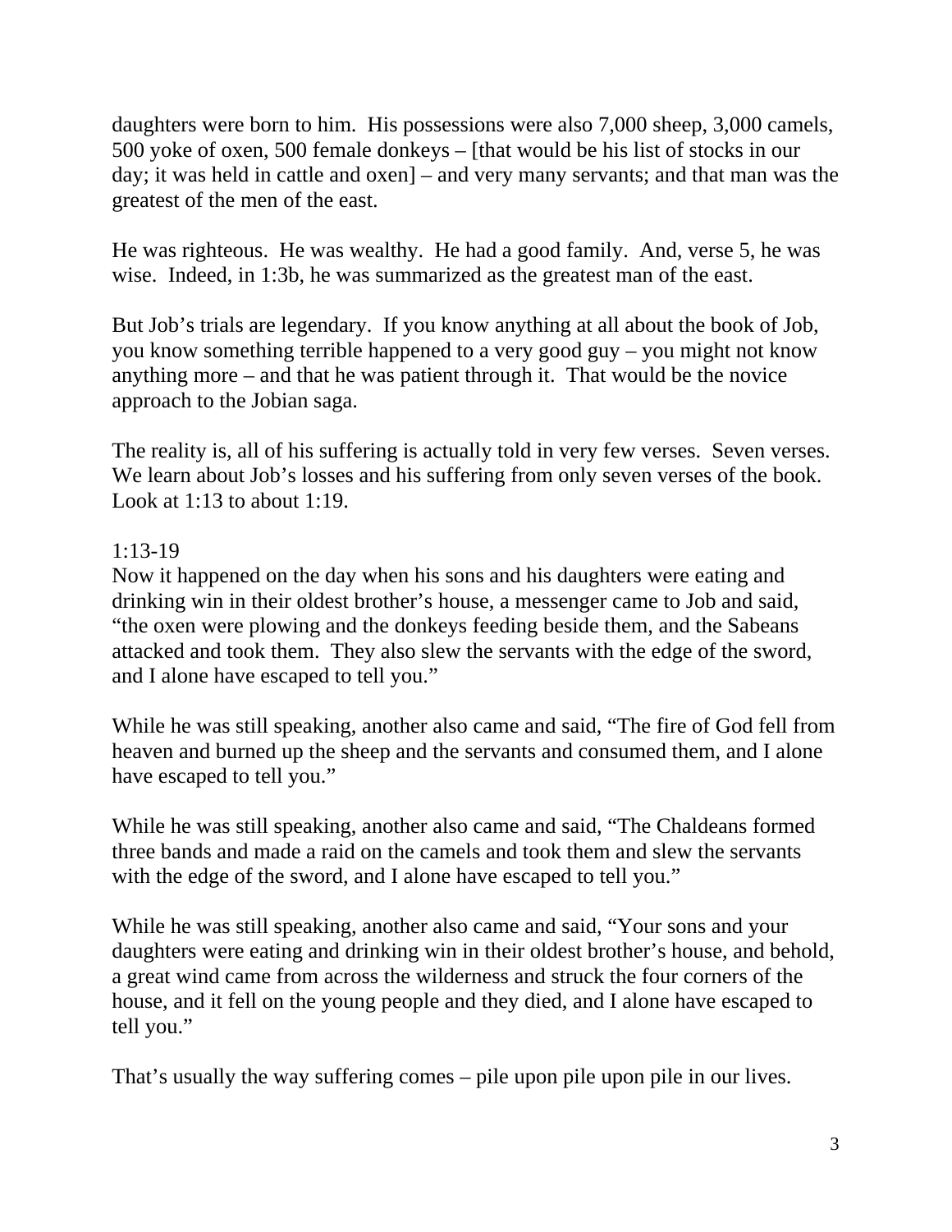daughters were born to him. His possessions were also 7,000 sheep, 3,000 camels, 500 yoke of oxen, 500 female donkeys – [that would be his list of stocks in our day; it was held in cattle and oxen] – and very many servants; and that man was the greatest of the men of the east.

He was righteous. He was wealthy. He had a good family. And, verse 5, he was wise. Indeed, in 1:3b, he was summarized as the greatest man of the east.

But Job's trials are legendary. If you know anything at all about the book of Job, you know something terrible happened to a very good guy – you might not know anything more – and that he was patient through it. That would be the novice approach to the Jobian saga.

The reality is, all of his suffering is actually told in very few verses. Seven verses. We learn about Job's losses and his suffering from only seven verses of the book. Look at 1:13 to about 1:19.

1:13-19
Now it happened on the day when his sons and his daughters were eating and drinking win in their oldest brother's house, a messenger came to Job and said, "the oxen were plowing and the donkeys feeding beside them, and the Sabeans attacked and took them. They also slew the servants with the edge of the sword, and I alone have escaped to tell you."

While he was still speaking, another also came and said, "The fire of God fell from heaven and burned up the sheep and the servants and consumed them, and I alone have escaped to tell you."

While he was still speaking, another also came and said, "The Chaldeans formed three bands and made a raid on the camels and took them and slew the servants with the edge of the sword, and I alone have escaped to tell you."

While he was still speaking, another also came and said, "Your sons and your daughters were eating and drinking win in their oldest brother's house, and behold, a great wind came from across the wilderness and struck the four corners of the house, and it fell on the young people and they died, and I alone have escaped to tell you."

That's usually the way suffering comes – pile upon pile upon pile in our lives.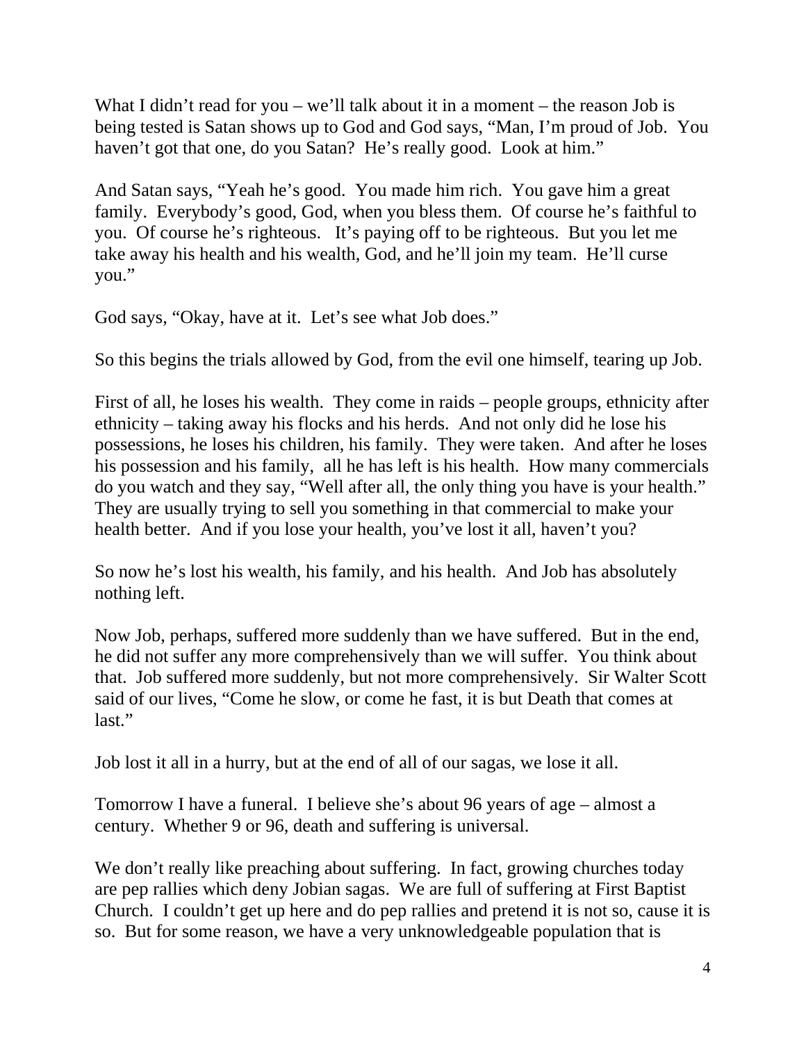What I didn't read for you – we'll talk about it in a moment – the reason Job is being tested is Satan shows up to God and God says, "Man, I'm proud of Job. You haven't got that one, do you Satan? He's really good. Look at him."

And Satan says, "Yeah he's good. You made him rich. You gave him a great family. Everybody's good, God, when you bless them. Of course he's faithful to you. Of course he's righteous. It's paying off to be righteous. But you let me take away his health and his wealth, God, and he'll join my team. He'll curse you."

God says, "Okay, have at it. Let's see what Job does."

So this begins the trials allowed by God, from the evil one himself, tearing up Job.

First of all, he loses his wealth. They come in raids – people groups, ethnicity after ethnicity – taking away his flocks and his herds. And not only did he lose his possessions, he loses his children, his family. They were taken. And after he loses his possession and his family, all he has left is his health. How many commercials do you watch and they say, "Well after all, the only thing you have is your health." They are usually trying to sell you something in that commercial to make your health better. And if you lose your health, you've lost it all, haven't you?

So now he's lost his wealth, his family, and his health. And Job has absolutely nothing left.

Now Job, perhaps, suffered more suddenly than we have suffered. But in the end, he did not suffer any more comprehensively than we will suffer. You think about that. Job suffered more suddenly, but not more comprehensively. Sir Walter Scott said of our lives, "Come he slow, or come he fast, it is but Death that comes at last."

Job lost it all in a hurry, but at the end of all of our sagas, we lose it all.

Tomorrow I have a funeral. I believe she's about 96 years of age – almost a century. Whether 9 or 96, death and suffering is universal.

We don't really like preaching about suffering. In fact, growing churches today are pep rallies which deny Jobian sagas. We are full of suffering at First Baptist Church. I couldn't get up here and do pep rallies and pretend it is not so, cause it is so. But for some reason, we have a very unknowledgeable population that is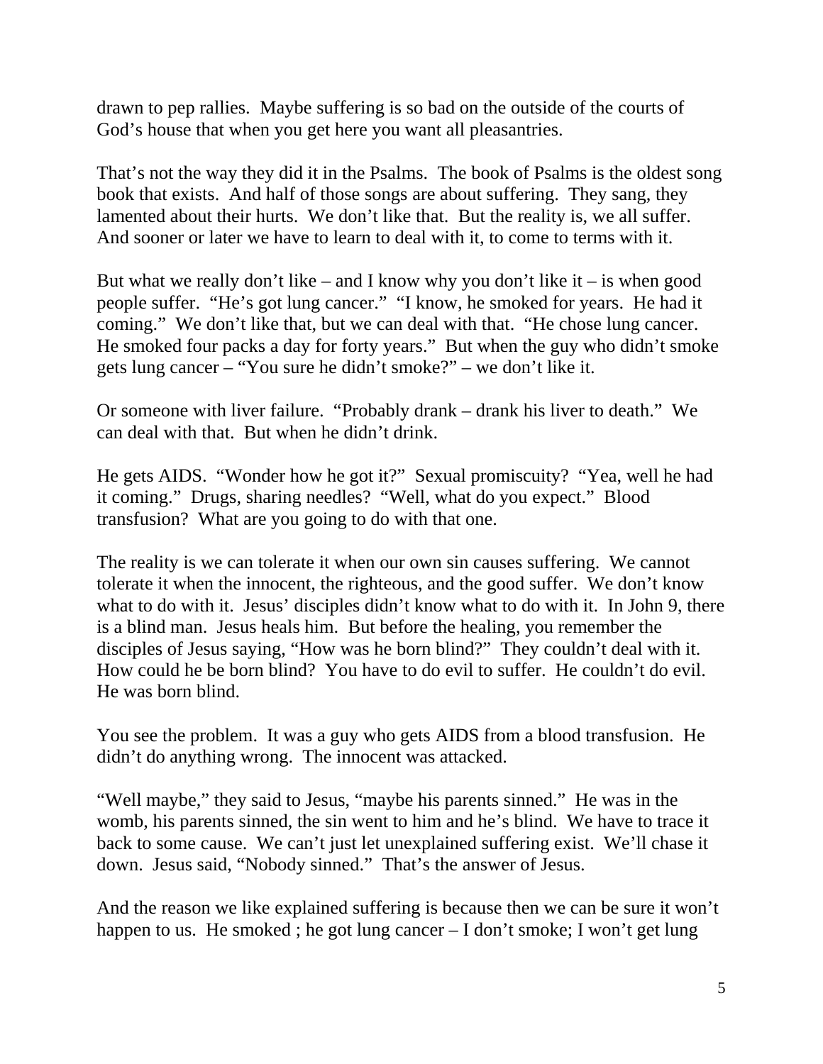drawn to pep rallies. Maybe suffering is so bad on the outside of the courts of God's house that when you get here you want all pleasantries.

That's not the way they did it in the Psalms. The book of Psalms is the oldest song book that exists. And half of those songs are about suffering. They sang, they lamented about their hurts. We don't like that. But the reality is, we all suffer. And sooner or later we have to learn to deal with it, to come to terms with it.

But what we really don't like – and I know why you don't like it – is when good people suffer. "He's got lung cancer." "I know, he smoked for years. He had it coming." We don't like that, but we can deal with that. "He chose lung cancer. He smoked four packs a day for forty years." But when the guy who didn't smoke gets lung cancer – "You sure he didn't smoke?" – we don't like it.

Or someone with liver failure. "Probably drank – drank his liver to death." We can deal with that. But when he didn't drink.

He gets AIDS. "Wonder how he got it?" Sexual promiscuity? "Yea, well he had it coming." Drugs, sharing needles? "Well, what do you expect." Blood transfusion? What are you going to do with that one.

The reality is we can tolerate it when our own sin causes suffering. We cannot tolerate it when the innocent, the righteous, and the good suffer. We don't know what to do with it. Jesus' disciples didn't know what to do with it. In John 9, there is a blind man. Jesus heals him. But before the healing, you remember the disciples of Jesus saying, "How was he born blind?" They couldn't deal with it. How could he be born blind? You have to do evil to suffer. He couldn't do evil. He was born blind.

You see the problem. It was a guy who gets AIDS from a blood transfusion. He didn't do anything wrong. The innocent was attacked.

"Well maybe," they said to Jesus, "maybe his parents sinned." He was in the womb, his parents sinned, the sin went to him and he's blind. We have to trace it back to some cause. We can't just let unexplained suffering exist. We'll chase it down. Jesus said, "Nobody sinned." That's the answer of Jesus.

And the reason we like explained suffering is because then we can be sure it won't happen to us. He smoked ; he got lung cancer – I don't smoke; I won't get lung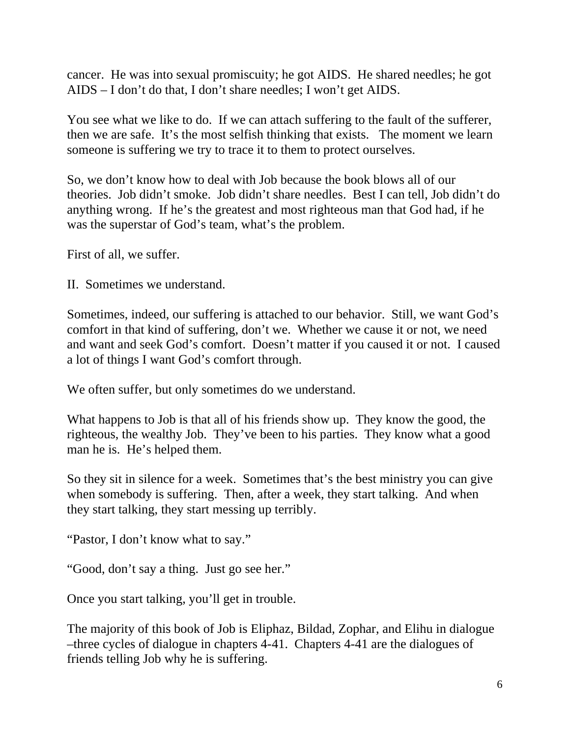cancer. He was into sexual promiscuity; he got AIDS. He shared needles; he got AIDS – I don't do that, I don't share needles; I won't get AIDS.

You see what we like to do. If we can attach suffering to the fault of the sufferer, then we are safe. It's the most selfish thinking that exists. The moment we learn someone is suffering we try to trace it to them to protect ourselves.

So, we don't know how to deal with Job because the book blows all of our theories. Job didn't smoke. Job didn't share needles. Best I can tell, Job didn't do anything wrong. If he's the greatest and most righteous man that God had, if he was the superstar of God's team, what's the problem.

First of all, we suffer.

II. Sometimes we understand.

Sometimes, indeed, our suffering is attached to our behavior. Still, we want God's comfort in that kind of suffering, don't we. Whether we cause it or not, we need and want and seek God's comfort. Doesn't matter if you caused it or not. I caused a lot of things I want God's comfort through.

We often suffer, but only sometimes do we understand.

What happens to Job is that all of his friends show up. They know the good, the righteous, the wealthy Job. They've been to his parties. They know what a good man he is. He's helped them.

So they sit in silence for a week. Sometimes that's the best ministry you can give when somebody is suffering. Then, after a week, they start talking. And when they start talking, they start messing up terribly.

"Pastor, I don't know what to say."

"Good, don't say a thing. Just go see her."

Once you start talking, you'll get in trouble.

The majority of this book of Job is Eliphaz, Bildad, Zophar, and Elihu in dialogue –three cycles of dialogue in chapters 4-41. Chapters 4-41 are the dialogues of friends telling Job why he is suffering.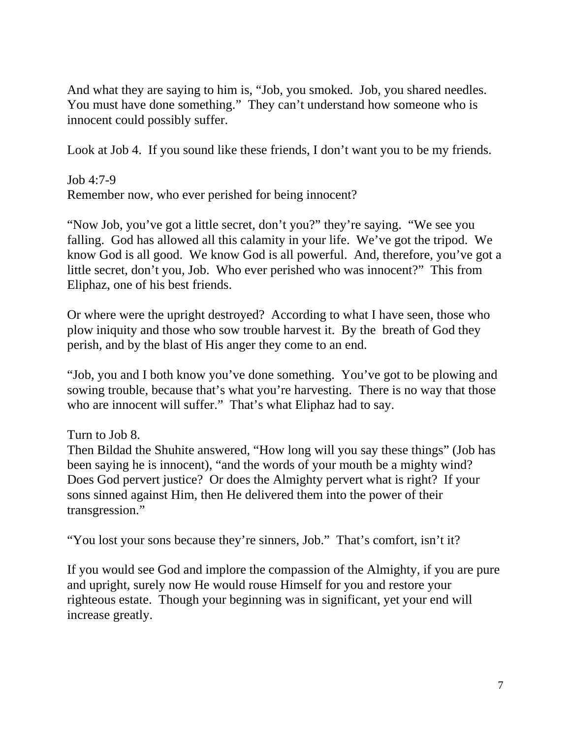And what they are saying to him is, "Job, you smoked. Job, you shared needles. You must have done something." They can't understand how someone who is innocent could possibly suffer.

Look at Job 4. If you sound like these friends, I don't want you to be my friends.

Job 4:7-9
Remember now, who ever perished for being innocent?

"Now Job, you've got a little secret, don't you?" they're saying. "We see you falling. God has allowed all this calamity in your life. We've got the tripod. We know God is all good. We know God is all powerful. And, therefore, you've got a little secret, don't you, Job. Who ever perished who was innocent?" This from Eliphaz, one of his best friends.

Or where were the upright destroyed? According to what I have seen, those who plow iniquity and those who sow trouble harvest it. By the breath of God they perish, and by the blast of His anger they come to an end.

"Job, you and I both know you've done something. You've got to be plowing and sowing trouble, because that's what you're harvesting. There is no way that those who are innocent will suffer." That's what Eliphaz had to say.

Turn to Job 8.
Then Bildad the Shuhite answered, "How long will you say these things" (Job has been saying he is innocent), "and the words of your mouth be a mighty wind? Does God pervert justice? Or does the Almighty pervert what is right? If your sons sinned against Him, then He delivered them into the power of their transgression."

"You lost your sons because they're sinners, Job." That's comfort, isn't it?

If you would see God and implore the compassion of the Almighty, if you are pure and upright, surely now He would rouse Himself for you and restore your righteous estate. Though your beginning was in significant, yet your end will increase greatly.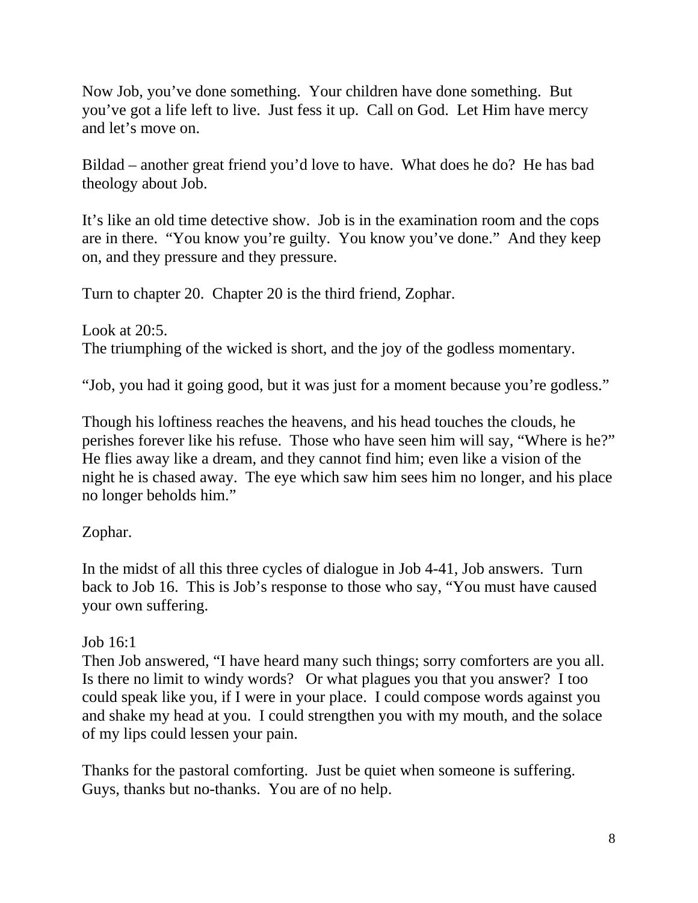Now Job, you've done something. Your children have done something. But you've got a life left to live. Just fess it up. Call on God. Let Him have mercy and let's move on.

Bildad – another great friend you'd love to have. What does he do? He has bad theology about Job.

It's like an old time detective show. Job is in the examination room and the cops are in there. "You know you're guilty. You know you've done." And they keep on, and they pressure and they pressure.

Turn to chapter 20. Chapter 20 is the third friend, Zophar.

Look at 20:5.
The triumphing of the wicked is short, and the joy of the godless momentary.

"Job, you had it going good, but it was just for a moment because you're godless."

Though his loftiness reaches the heavens, and his head touches the clouds, he perishes forever like his refuse. Those who have seen him will say, "Where is he?" He flies away like a dream, and they cannot find him; even like a vision of the night he is chased away. The eye which saw him sees him no longer, and his place no longer beholds him."

Zophar.

In the midst of all this three cycles of dialogue in Job 4-41, Job answers. Turn back to Job 16. This is Job's response to those who say, "You must have caused your own suffering.

Job 16:1
Then Job answered, "I have heard many such things; sorry comforters are you all. Is there no limit to windy words? Or what plagues you that you answer? I too could speak like you, if I were in your place. I could compose words against you and shake my head at you. I could strengthen you with my mouth, and the solace of my lips could lessen your pain.

Thanks for the pastoral comforting. Just be quiet when someone is suffering. Guys, thanks but no-thanks. You are of no help.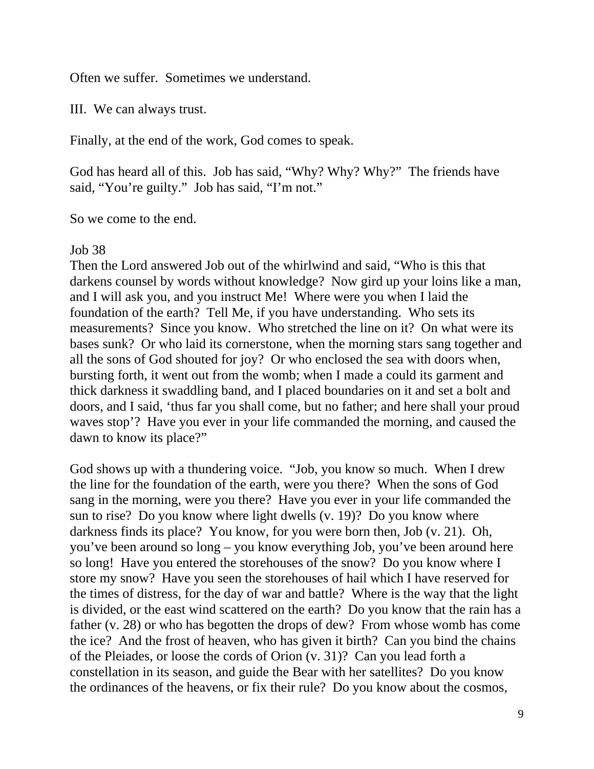Often we suffer. Sometimes we understand.

III. We can always trust.

Finally, at the end of the work, God comes to speak.

God has heard all of this. Job has said, "Why? Why? Why?" The friends have said, "You're guilty." Job has said, "I'm not."

So we come to the end.

Job 38
Then the Lord answered Job out of the whirlwind and said, "Who is this that darkens counsel by words without knowledge? Now gird up your loins like a man, and I will ask you, and you instruct Me! Where were you when I laid the foundation of the earth? Tell Me, if you have understanding. Who sets its measurements? Since you know. Who stretched the line on it? On what were its bases sunk? Or who laid its cornerstone, when the morning stars sang together and all the sons of God shouted for joy? Or who enclosed the sea with doors when, bursting forth, it went out from the womb; when I made a could its garment and thick darkness it swaddling band, and I placed boundaries on it and set a bolt and doors, and I said, 'thus far you shall come, but no father; and here shall your proud waves stop'? Have you ever in your life commanded the morning, and caused the dawn to know its place?"

God shows up with a thundering voice. "Job, you know so much. When I drew the line for the foundation of the earth, were you there? When the sons of God sang in the morning, were you there? Have you ever in your life commanded the sun to rise? Do you know where light dwells (v. 19)? Do you know where darkness finds its place? You know, for you were born then, Job (v. 21). Oh, you've been around so long – you know everything Job, you've been around here so long! Have you entered the storehouses of the snow? Do you know where I store my snow? Have you seen the storehouses of hail which I have reserved for the times of distress, for the day of war and battle? Where is the way that the light is divided, or the east wind scattered on the earth? Do you know that the rain has a father (v. 28) or who has begotten the drops of dew? From whose womb has come the ice? And the frost of heaven, who has given it birth? Can you bind the chains of the Pleiades, or loose the cords of Orion (v. 31)? Can you lead forth a constellation in its season, and guide the Bear with her satellites? Do you know the ordinances of the heavens, or fix their rule? Do you know about the cosmos,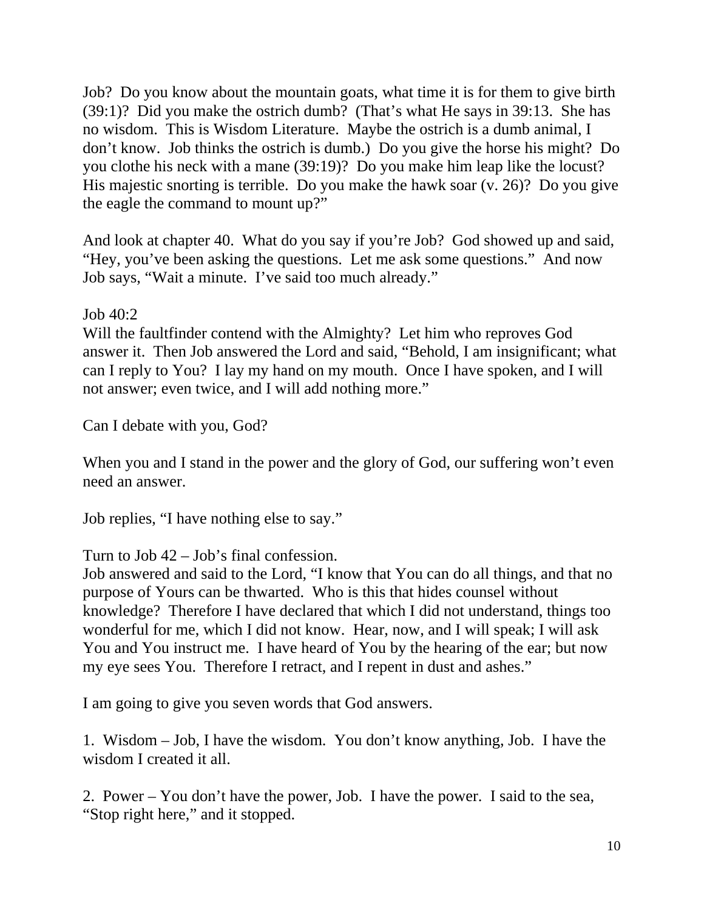Job? Do you know about the mountain goats, what time it is for them to give birth (39:1)? Did you make the ostrich dumb? (That's what He says in 39:13. She has no wisdom. This is Wisdom Literature. Maybe the ostrich is a dumb animal, I don't know. Job thinks the ostrich is dumb.) Do you give the horse his might? Do you clothe his neck with a mane (39:19)? Do you make him leap like the locust? His majestic snorting is terrible. Do you make the hawk soar (v. 26)? Do you give the eagle the command to mount up?"

And look at chapter 40. What do you say if you're Job? God showed up and said, "Hey, you've been asking the questions. Let me ask some questions." And now Job says, "Wait a minute. I've said too much already."

Job 40:2
Will the faultfinder contend with the Almighty? Let him who reproves God answer it. Then Job answered the Lord and said, "Behold, I am insignificant; what can I reply to You? I lay my hand on my mouth. Once I have spoken, and I will not answer; even twice, and I will add nothing more."

Can I debate with you, God?

When you and I stand in the power and the glory of God, our suffering won't even need an answer.

Job replies, "I have nothing else to say."

Turn to Job 42 – Job's final confession.
Job answered and said to the Lord, "I know that You can do all things, and that no purpose of Yours can be thwarted. Who is this that hides counsel without knowledge? Therefore I have declared that which I did not understand, things too wonderful for me, which I did not know. Hear, now, and I will speak; I will ask You and You instruct me. I have heard of You by the hearing of the ear; but now my eye sees You. Therefore I retract, and I repent in dust and ashes."

I am going to give you seven words that God answers.

1. Wisdom – Job, I have the wisdom. You don't know anything, Job. I have the wisdom I created it all.

2. Power – You don't have the power, Job. I have the power. I said to the sea, "Stop right here," and it stopped.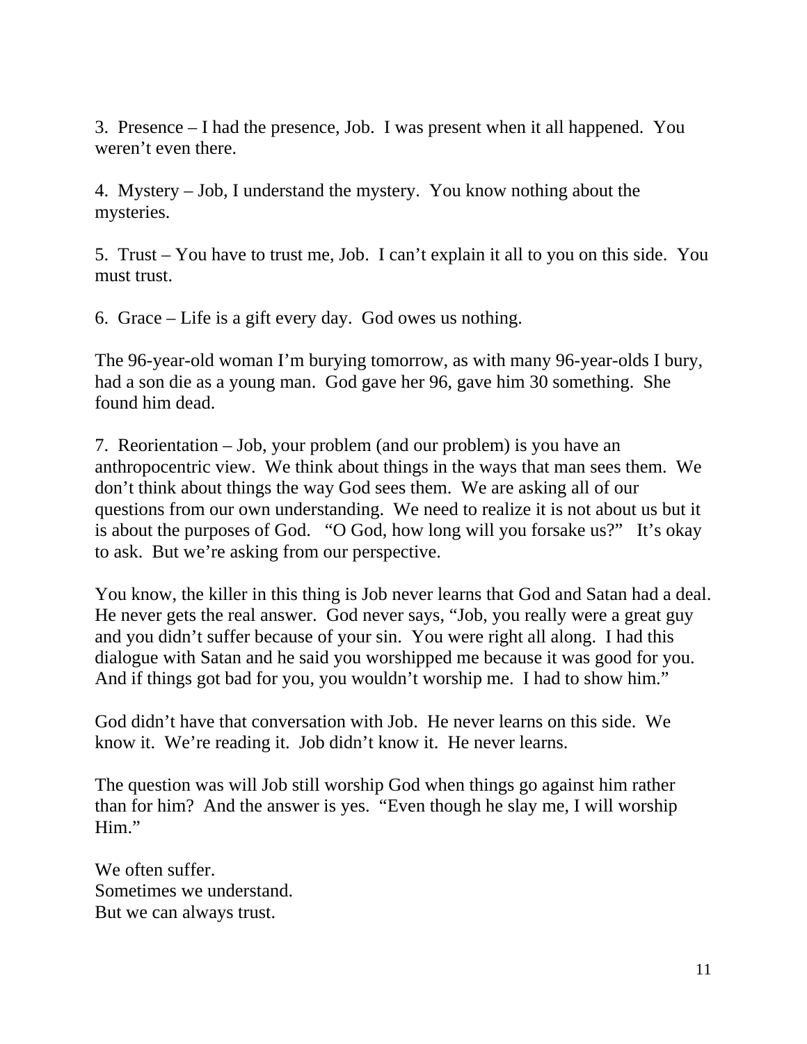3. Presence – I had the presence, Job. I was present when it all happened. You weren't even there.

4. Mystery – Job, I understand the mystery. You know nothing about the mysteries.

5. Trust – You have to trust me, Job. I can't explain it all to you on this side. You must trust.

6. Grace – Life is a gift every day. God owes us nothing.

The 96-year-old woman I'm burying tomorrow, as with many 96-year-olds I bury, had a son die as a young man. God gave her 96, gave him 30 something. She found him dead.

7. Reorientation – Job, your problem (and our problem) is you have an anthropocentric view. We think about things in the ways that man sees them. We don't think about things the way God sees them. We are asking all of our questions from our own understanding. We need to realize it is not about us but it is about the purposes of God. "O God, how long will you forsake us?" It's okay to ask. But we're asking from our perspective.

You know, the killer in this thing is Job never learns that God and Satan had a deal. He never gets the real answer. God never says, "Job, you really were a great guy and you didn't suffer because of your sin. You were right all along. I had this dialogue with Satan and he said you worshipped me because it was good for you. And if things got bad for you, you wouldn't worship me. I had to show him."

God didn't have that conversation with Job. He never learns on this side. We know it. We're reading it. Job didn't know it. He never learns.

The question was will Job still worship God when things go against him rather than for him? And the answer is yes. "Even though he slay me, I will worship Him."

We often suffer.  
Sometimes we understand.  
But we can always trust.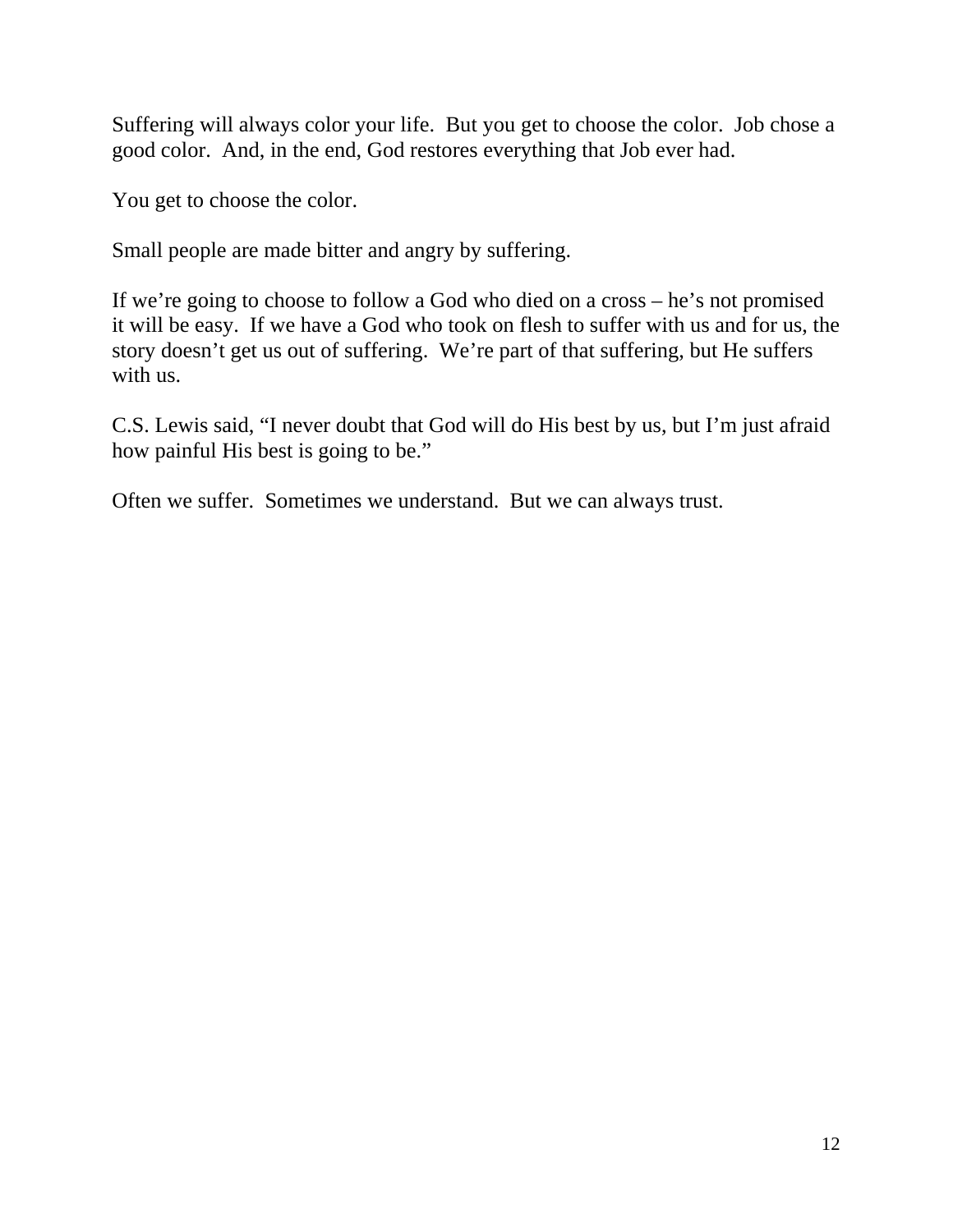Suffering will always color your life. But you get to choose the color. Job chose a good color. And, in the end, God restores everything that Job ever had.

You get to choose the color.

Small people are made bitter and angry by suffering.

If we're going to choose to follow a God who died on a cross – he's not promised it will be easy. If we have a God who took on flesh to suffer with us and for us, the story doesn't get us out of suffering. We're part of that suffering, but He suffers with us.

C.S. Lewis said, "I never doubt that God will do His best by us, but I'm just afraid how painful His best is going to be."

Often we suffer. Sometimes we understand. But we can always trust.